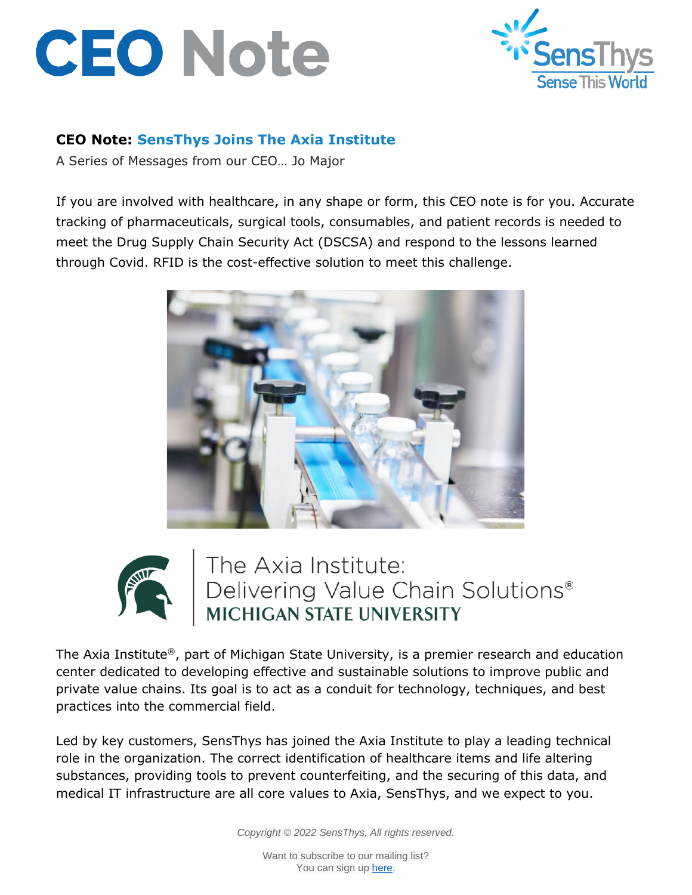# CEO Note

**CEO Note: SensThys Joins The Axia Institute**

A Series of Messages from our CEO… Jo Major

If you are involved with healthcare, in any shape or form, this CEO note is for you. Accurate tracking of pharmaceuticals, surgical tools, consumables, and patient records is needed to meet the Drug Supply Chain Security Act (DSCSA) and respond to the lessons learned through Covid. RFID is the cost-effective solution to meet this challenge.

The Axia Institute: Delivering Value Chain Solutions®
MICHIGAN STATE UNIVERSITY

The Axia Institute®, part of Michigan State University, is a premier research and education center dedicated to developing effective and sustainable solutions to improve public and private value chains. Its goal is to act as a conduit for technology, techniques, and best practices into the commercial field.

Led by key customers, SensThys has joined the Axia Institute to play a leading technical role in the organization. The correct identification of healthcare items and life altering substances, providing tools to prevent counterfeiting, and the securing of this data, and medical IT infrastructure are all core values to Axia, SensThys, and we expect to you.

*Copyright © 2022 SensThys, All rights reserved.*

Want to subscribe to our mailing list?
You can sign up here.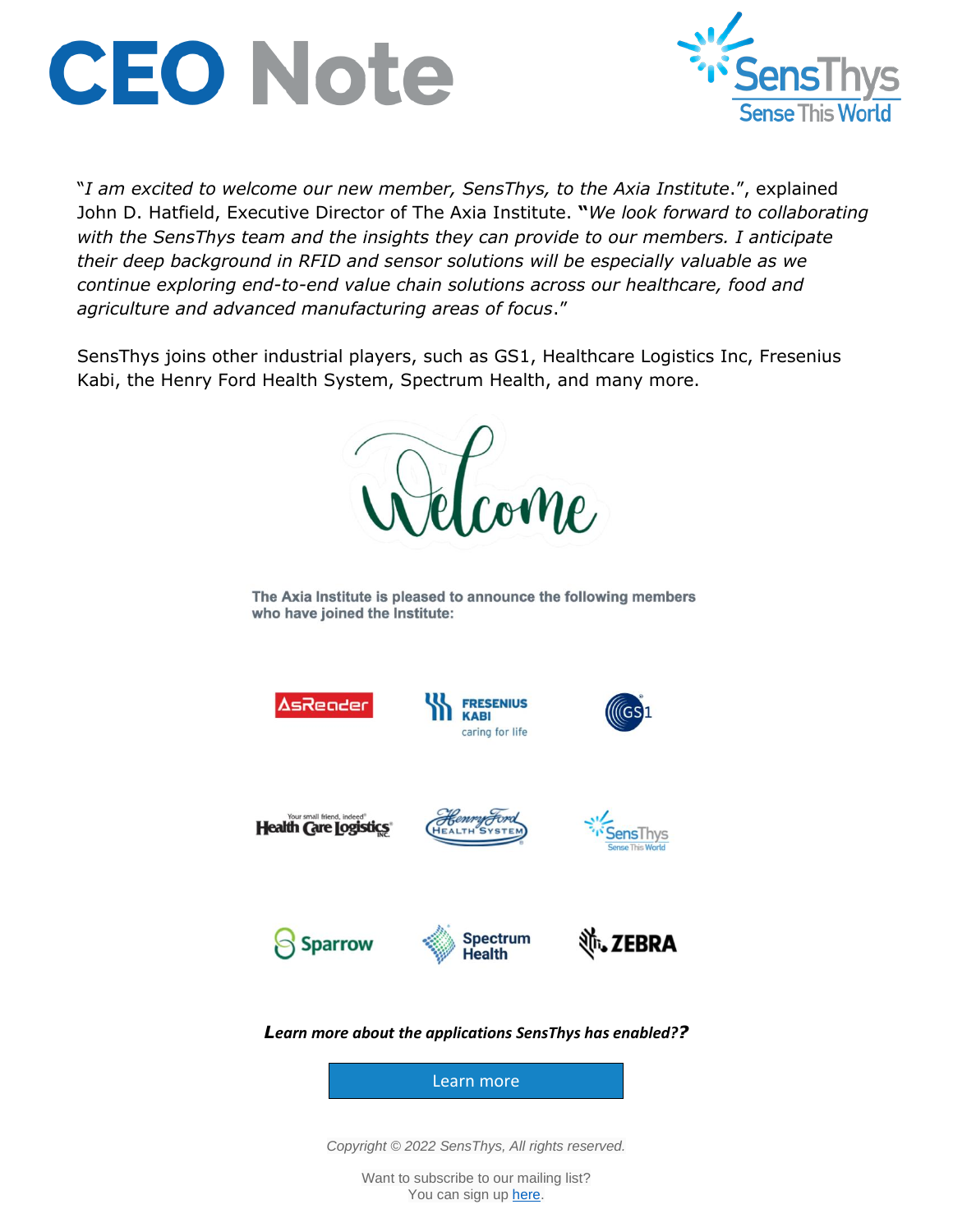# CEO Note

SensThys
Sense This World

"*I am excited to welcome our new member, SensThys, to the Axia Institute*.", explained John D. Hatfield, Executive Director of The Axia Institute. "*We look forward to collaborating with the SensThys team and the insights they can provide to our members. I anticipate their deep background in RFID and sensor solutions will be especially valuable as we continue exploring end-to-end value chain solutions across our healthcare, food and agriculture and advanced manufacturing areas of focus*."

SensThys joins other industrial players, such as GS1, Healthcare Logistics Inc, Fresenius Kabi, the Henry Ford Health System, Spectrum Health, and many more.

Welcome

**The Axia Institute is pleased to announce the following members who have joined the Institute:**

AsReader, Fresenius Kabi (caring for life), GS1, Health Care Logistics Inc. (Your small friend, indeed), Henry Ford Health System, SensThys (Sense This World), Sparrow, Spectrum Health, Zebra

***Learn more about the applications SensThys has enabled??***

Learn more

*Copyright © 2022 SensThys, All rights reserved.*

Want to subscribe to our mailing list?
You can sign up here.